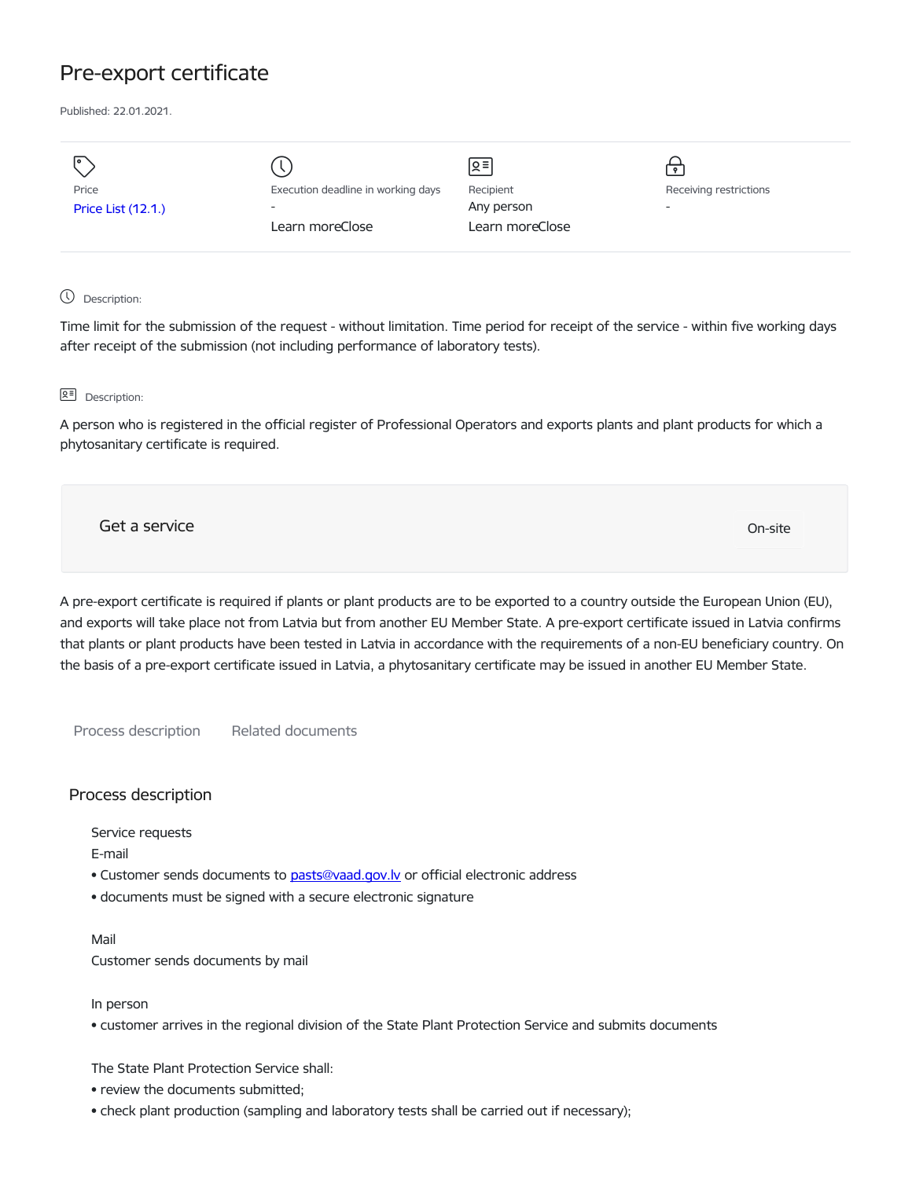# Pre-export certificate

Published: 22.01.2021.

| Price | Execution deadline in working days | Recipient | Receiving restrictions |
| --- | --- | --- | --- |
| Price List (12.1.) | - | Any person | - |
| | Learn moreClose | Learn moreClose | |

Description:

Time limit for the submission of the request - without limitation. Time period for receipt of the service - within five working days after receipt of the submission (not including performance of laboratory tests).

Description:

A person who is registered in the official register of Professional Operators and exports plants and plant products for which a phytosanitary certificate is required.

Get a service

On-site

A pre-export certificate is required if plants or plant products are to be exported to a country outside the European Union (EU), and exports will take place not from Latvia but from another EU Member State. A pre-export certificate issued in Latvia confirms that plants or plant products have been tested in Latvia in accordance with the requirements of a non-EU beneficiary country. On the basis of a pre-export certificate issued in Latvia, a phytosanitary certificate may be issued in another EU Member State.

Process description    Related documents

## Process description

Service requests

E-mail

- Customer sends documents to pasts@vaad.gov.lv or official electronic address
- documents must be signed with a secure electronic signature

Mail

Customer sends documents by mail

In person

- customer arrives in the regional division of the State Plant Protection Service and submits documents

The State Plant Protection Service shall:

- review the documents submitted;
- check plant production (sampling and laboratory tests shall be carried out if necessary);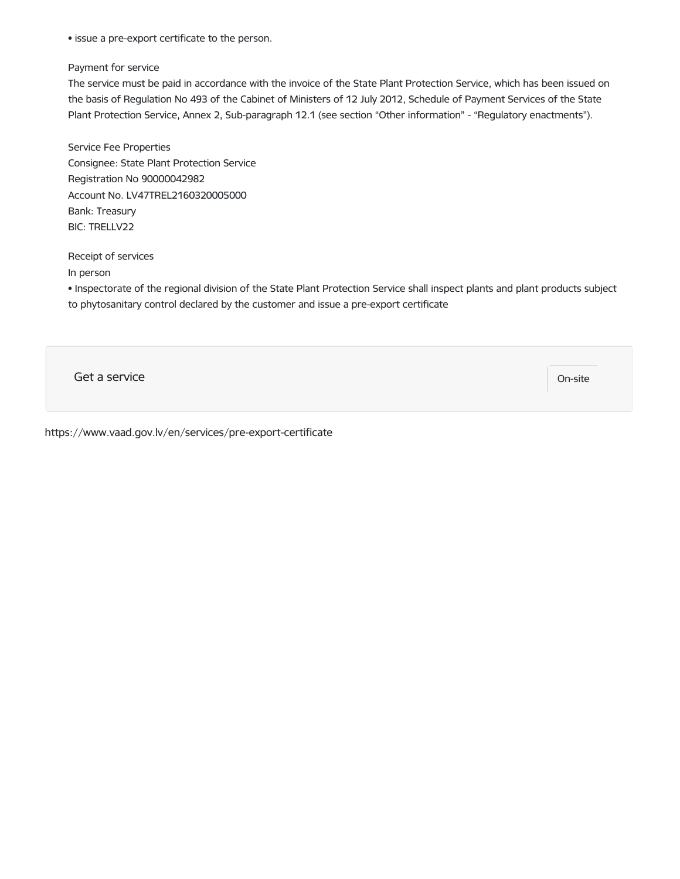• issue a pre-export certificate to the person.

Payment for service

The service must be paid in accordance with the invoice of the State Plant Protection Service, which has been issued on the basis of Regulation No 493 of the Cabinet of Ministers of 12 July 2012, Schedule of Payment Services of the State Plant Protection Service, Annex 2, Sub-paragraph 12.1 (see section "Other information" - "Regulatory enactments").

Service Fee Properties

Consignee: State Plant Protection Service

Registration No 90000042982

Account No. LV47TREL2160320005000

Bank: Treasury

BIC: TRELLV22

Receipt of services

In person

• Inspectorate of the regional division of the State Plant Protection Service shall inspect plants and plant products subject to phytosanitary control declared by the customer and issue a pre-export certificate

Get a service

On-site

https://www.vaad.gov.lv/en/services/pre-export-certificate